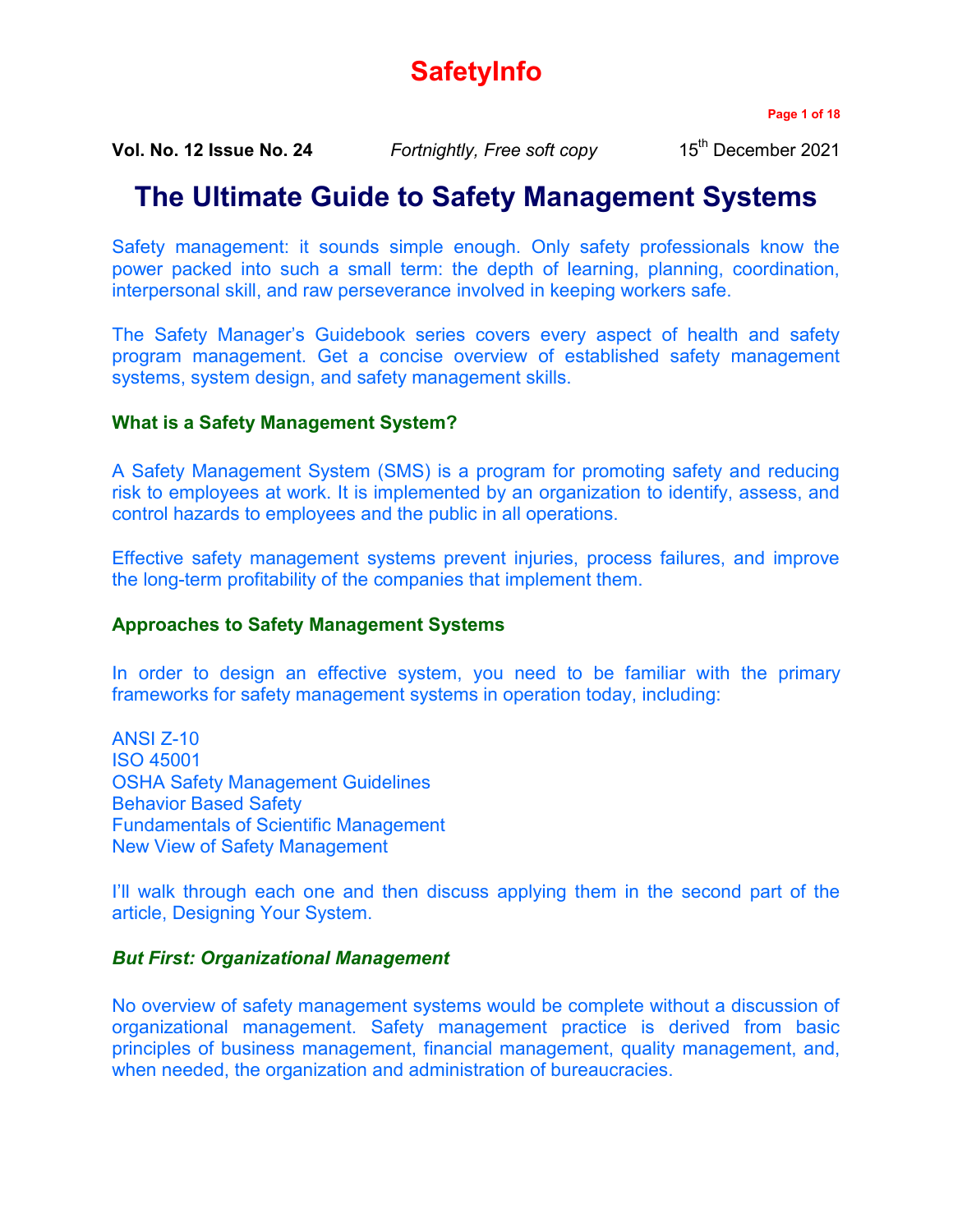# SafetyInfo

**Vol. No. 12 Issue No. 24** *Fortnightly, Free soft copy* 15th December 2021

# The Ultimate Guide to Safety Management Systems

Safety management: it sounds simple enough. Only safety professionals know the power packed into such a small term: the depth of learning, planning, coordination, interpersonal skill, and raw perseverance involved in keeping workers safe.

The Safety Manager's Guidebook series covers every aspect of health and safety program management. Get a concise overview of established safety management systems, system design, and safety management skills.

### What is a Safety Management System?

A Safety Management System (SMS) is a program for promoting safety and reducing risk to employees at work. It is implemented by an organization to identify, assess, and control hazards to employees and the public in all operations.

Effective safety management systems prevent injuries, process failures, and improve the long-term profitability of the companies that implement them.

### Approaches to Safety Management Systems

In order to design an effective system, you need to be familiar with the primary frameworks for safety management systems in operation today, including:

ANSI Z-10
ISO 45001
OSHA Safety Management Guidelines
Behavior Based Safety
Fundamentals of Scientific Management
New View of Safety Management

I'll walk through each one and then discuss applying them in the second part of the article, Designing Your System.

### *But First: Organizational Management*

No overview of safety management systems would be complete without a discussion of organizational management. Safety management practice is derived from basic principles of business management, financial management, quality management, and, when needed, the organization and administration of bureaucracies.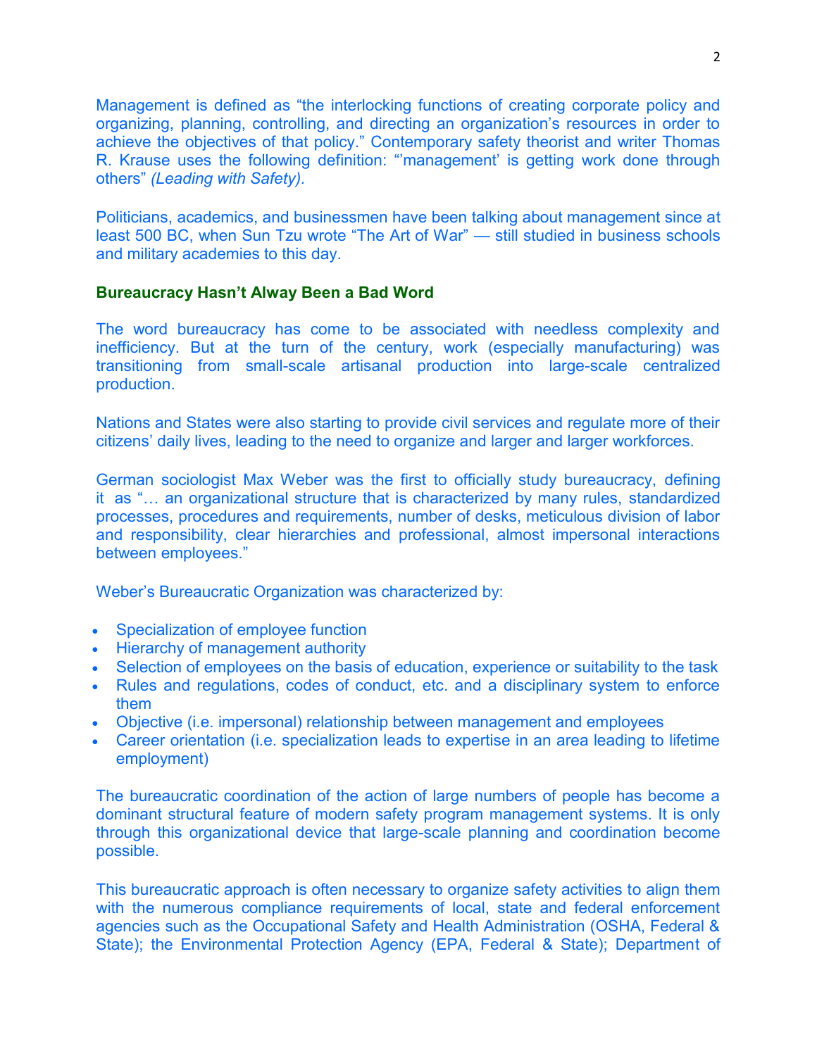Management is defined as "the interlocking functions of creating corporate policy and organizing, planning, controlling, and directing an organization's resources in order to achieve the objectives of that policy." Contemporary safety theorist and writer Thomas R. Krause uses the following definition: "'management' is getting work done through others" *(Leading with Safety)*.

Politicians, academics, and businessmen have been talking about management since at least 500 BC, when Sun Tzu wrote "The Art of War" — still studied in business schools and military academies to this day.

## Bureaucracy Hasn't Alway Been a Bad Word

The word bureaucracy has come to be associated with needless complexity and inefficiency. But at the turn of the century, work (especially manufacturing) was transitioning from small-scale artisanal production into large-scale centralized production.

Nations and States were also starting to provide civil services and regulate more of their citizens' daily lives, leading to the need to organize and larger and larger workforces.

German sociologist Max Weber was the first to officially study bureaucracy, defining it as "… an organizational structure that is characterized by many rules, standardized processes, procedures and requirements, number of desks, meticulous division of labor and responsibility, clear hierarchies and professional, almost impersonal interactions between employees."

Weber's Bureaucratic Organization was characterized by:

- Specialization of employee function
- Hierarchy of management authority
- Selection of employees on the basis of education, experience or suitability to the task
- Rules and regulations, codes of conduct, etc. and a disciplinary system to enforce them
- Objective (i.e. impersonal) relationship between management and employees
- Career orientation (i.e. specialization leads to expertise in an area leading to lifetime employment)

The bureaucratic coordination of the action of large numbers of people has become a dominant structural feature of modern safety program management systems. It is only through this organizational device that large-scale planning and coordination become possible.

This bureaucratic approach is often necessary to organize safety activities to align them with the numerous compliance requirements of local, state and federal enforcement agencies such as the Occupational Safety and Health Administration (OSHA, Federal & State); the Environmental Protection Agency (EPA, Federal & State); Department of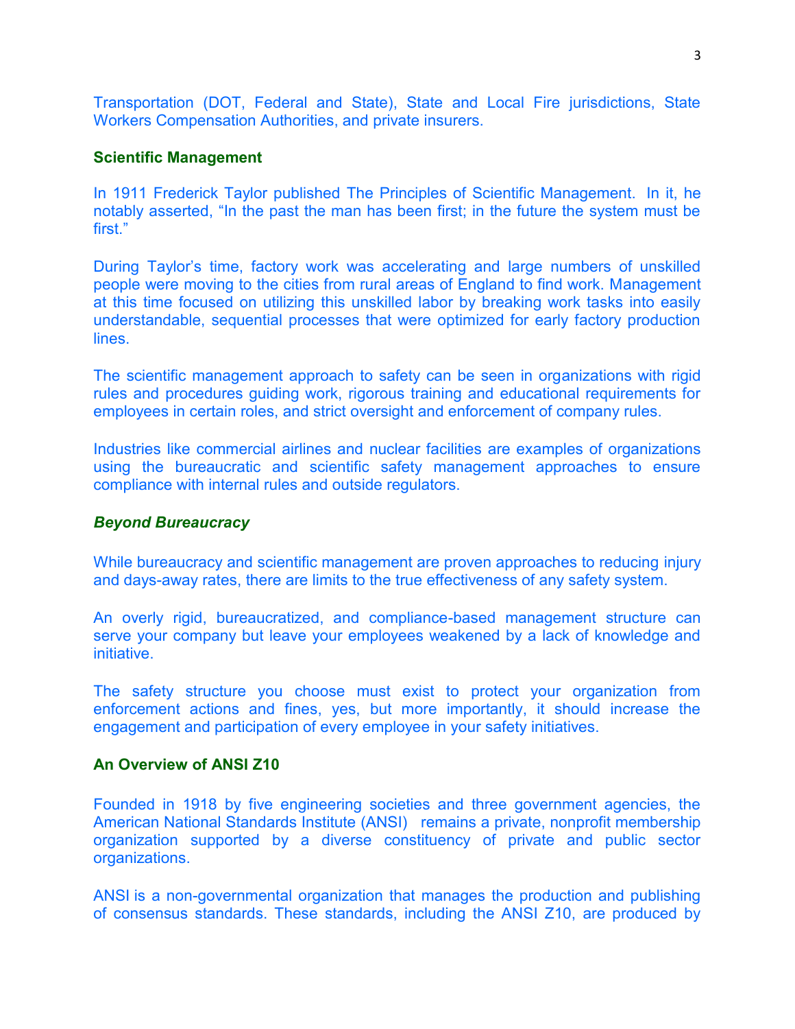Transportation (DOT, Federal and State), State and Local Fire jurisdictions, State Workers Compensation Authorities, and private insurers.

## Scientific Management

In 1911 Frederick Taylor published The Principles of Scientific Management. In it, he notably asserted, "In the past the man has been first; in the future the system must be first."

During Taylor's time, factory work was accelerating and large numbers of unskilled people were moving to the cities from rural areas of England to find work. Management at this time focused on utilizing this unskilled labor by breaking work tasks into easily understandable, sequential processes that were optimized for early factory production lines.

The scientific management approach to safety can be seen in organizations with rigid rules and procedures guiding work, rigorous training and educational requirements for employees in certain roles, and strict oversight and enforcement of company rules.

Industries like commercial airlines and nuclear facilities are examples of organizations using the bureaucratic and scientific safety management approaches to ensure compliance with internal rules and outside regulators.

### *Beyond Bureaucracy*

While bureaucracy and scientific management are proven approaches to reducing injury and days-away rates, there are limits to the true effectiveness of any safety system.

An overly rigid, bureaucratized, and compliance-based management structure can serve your company but leave your employees weakened by a lack of knowledge and initiative.

The safety structure you choose must exist to protect your organization from enforcement actions and fines, yes, but more importantly, it should increase the engagement and participation of every employee in your safety initiatives.

## An Overview of ANSI Z10

Founded in 1918 by five engineering societies and three government agencies, the American National Standards Institute (ANSI) remains a private, nonprofit membership organization supported by a diverse constituency of private and public sector organizations.

ANSI is a non-governmental organization that manages the production and publishing of consensus standards. These standards, including the ANSI Z10, are produced by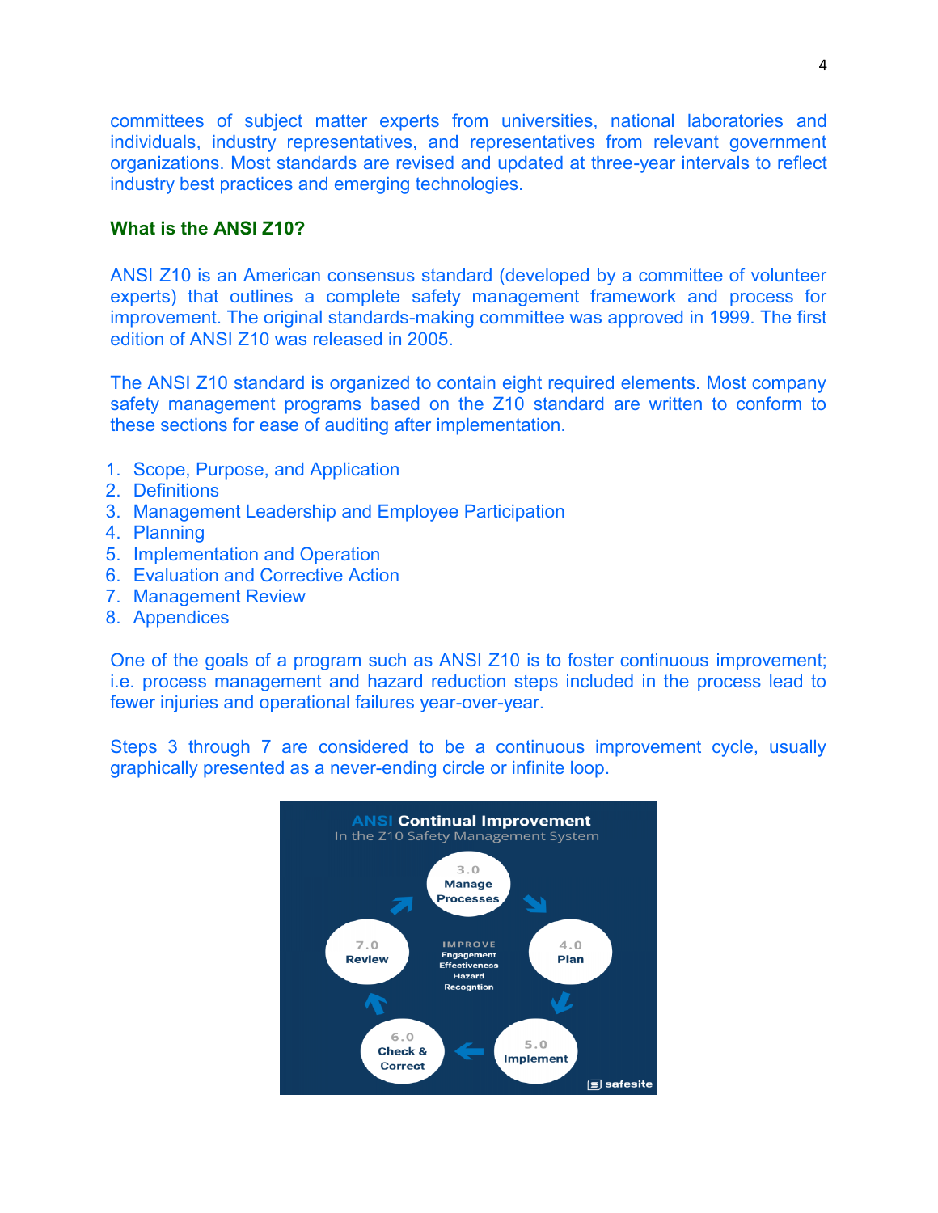committees of subject matter experts from universities, national laboratories and individuals, industry representatives, and representatives from relevant government organizations. Most standards are revised and updated at three-year intervals to reflect industry best practices and emerging technologies.

## What is the ANSI Z10?

ANSI Z10 is an American consensus standard (developed by a committee of volunteer experts) that outlines a complete safety management framework and process for improvement. The original standards-making committee was approved in 1999. The first edition of ANSI Z10 was released in 2005.

The ANSI Z10 standard is organized to contain eight required elements. Most company safety management programs based on the Z10 standard are written to conform to these sections for ease of auditing after implementation.

1. Scope, Purpose, and Application
2. Definitions
3. Management Leadership and Employee Participation
4. Planning
5. Implementation and Operation
6. Evaluation and Corrective Action
7. Management Review
8. Appendices

One of the goals of a program such as ANSI Z10 is to foster continuous improvement; i.e. process management and hazard reduction steps included in the process lead to fewer injuries and operational failures year-over-year.

Steps 3 through 7 are considered to be a continuous improvement cycle, usually graphically presented as a never-ending circle or infinite loop.

ANSI Continual Improvement
In the Z10 Safety Management System

3.0 Manage Processes → 4.0 Plan → 5.0 Implement → 6.0 Check & Correct → 7.0 Review

IMPROVE: Engagement, Effectiveness, Hazard Recogntion

safesite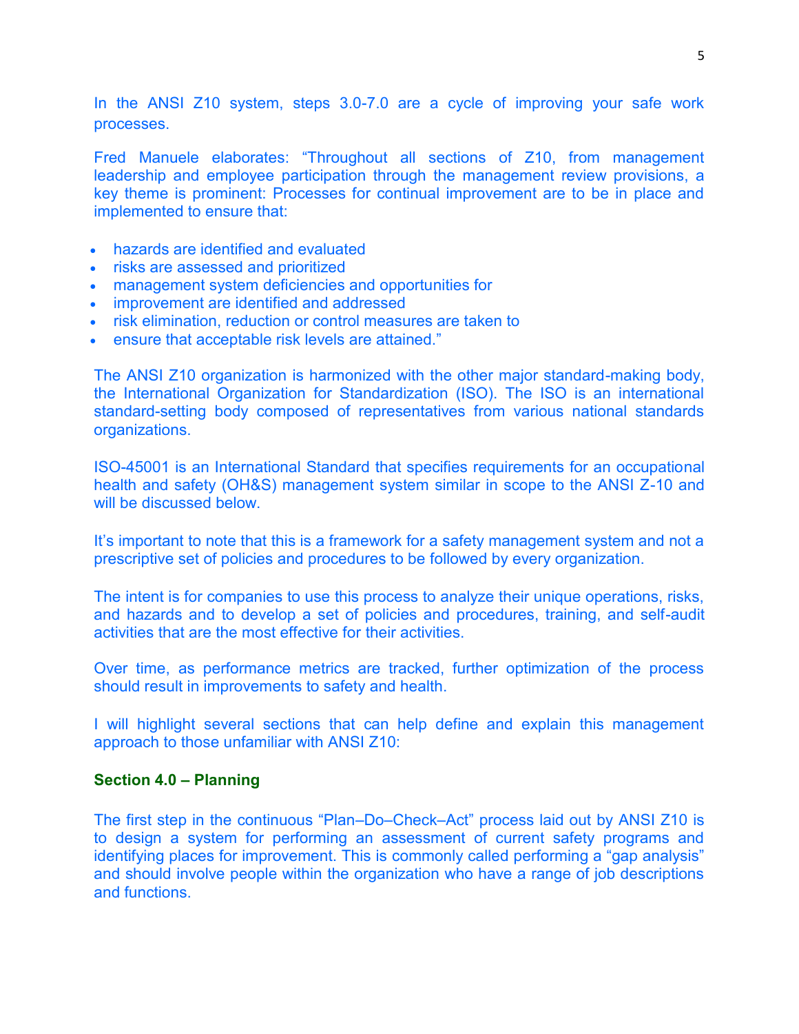In the ANSI Z10 system, steps 3.0-7.0 are a cycle of improving your safe work processes.

Fred Manuele elaborates: "Throughout all sections of Z10, from management leadership and employee participation through the management review provisions, a key theme is prominent: Processes for continual improvement are to be in place and implemented to ensure that:

- hazards are identified and evaluated
- risks are assessed and prioritized
- management system deficiencies and opportunities for
- improvement are identified and addressed
- risk elimination, reduction or control measures are taken to
- ensure that acceptable risk levels are attained."

The ANSI Z10 organization is harmonized with the other major standard-making body, the International Organization for Standardization (ISO). The ISO is an international standard-setting body composed of representatives from various national standards organizations.

ISO-45001 is an International Standard that specifies requirements for an occupational health and safety (OH&S) management system similar in scope to the ANSI Z-10 and will be discussed below.

It's important to note that this is a framework for a safety management system and not a prescriptive set of policies and procedures to be followed by every organization.

The intent is for companies to use this process to analyze their unique operations, risks, and hazards and to develop a set of policies and procedures, training, and self-audit activities that are the most effective for their activities.

Over time, as performance metrics are tracked, further optimization of the process should result in improvements to safety and health.

I will highlight several sections that can help define and explain this management approach to those unfamiliar with ANSI Z10:

**Section 4.0 – Planning**

The first step in the continuous "Plan–Do–Check–Act" process laid out by ANSI Z10 is to design a system for performing an assessment of current safety programs and identifying places for improvement. This is commonly called performing a "gap analysis" and should involve people within the organization who have a range of job descriptions and functions.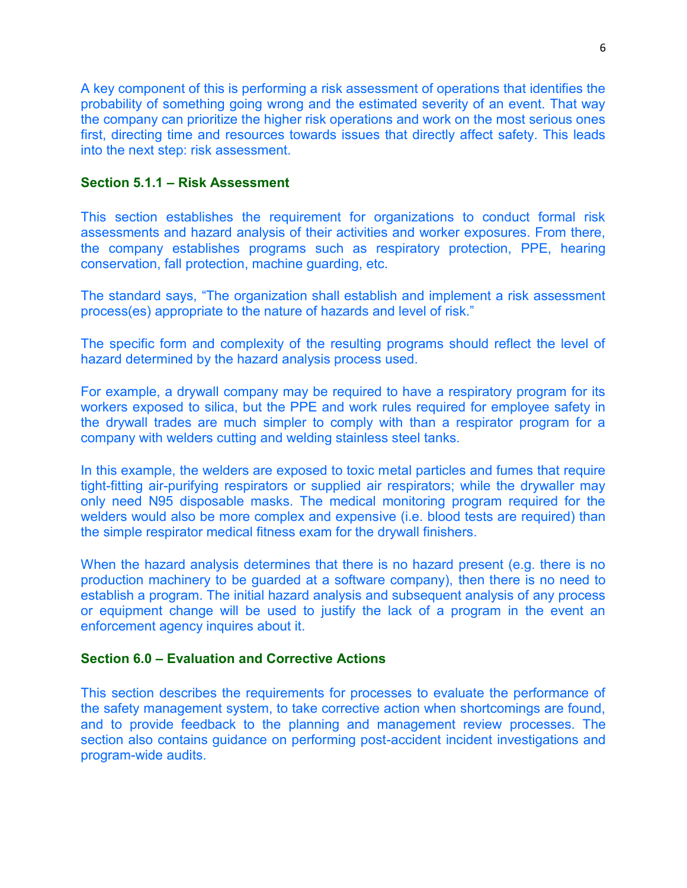A key component of this is performing a risk assessment of operations that identifies the probability of something going wrong and the estimated severity of an event. That way the company can prioritize the higher risk operations and work on the most serious ones first, directing time and resources towards issues that directly affect safety. This leads into the next step: risk assessment.

### Section 5.1.1 – Risk Assessment

This section establishes the requirement for organizations to conduct formal risk assessments and hazard analysis of their activities and worker exposures. From there, the company establishes programs such as respiratory protection, PPE, hearing conservation, fall protection, machine guarding, etc.

The standard says, "The organization shall establish and implement a risk assessment process(es) appropriate to the nature of hazards and level of risk."

The specific form and complexity of the resulting programs should reflect the level of hazard determined by the hazard analysis process used.

For example, a drywall company may be required to have a respiratory program for its workers exposed to silica, but the PPE and work rules required for employee safety in the drywall trades are much simpler to comply with than a respirator program for a company with welders cutting and welding stainless steel tanks.

In this example, the welders are exposed to toxic metal particles and fumes that require tight-fitting air-purifying respirators or supplied air respirators; while the drywaller may only need N95 disposable masks. The medical monitoring program required for the welders would also be more complex and expensive (i.e. blood tests are required) than the simple respirator medical fitness exam for the drywall finishers.

When the hazard analysis determines that there is no hazard present (e.g. there is no production machinery to be guarded at a software company), then there is no need to establish a program. The initial hazard analysis and subsequent analysis of any process or equipment change will be used to justify the lack of a program in the event an enforcement agency inquires about it.

### Section 6.0 – Evaluation and Corrective Actions

This section describes the requirements for processes to evaluate the performance of the safety management system, to take corrective action when shortcomings are found, and to provide feedback to the planning and management review processes. The section also contains guidance on performing post-accident incident investigations and program-wide audits.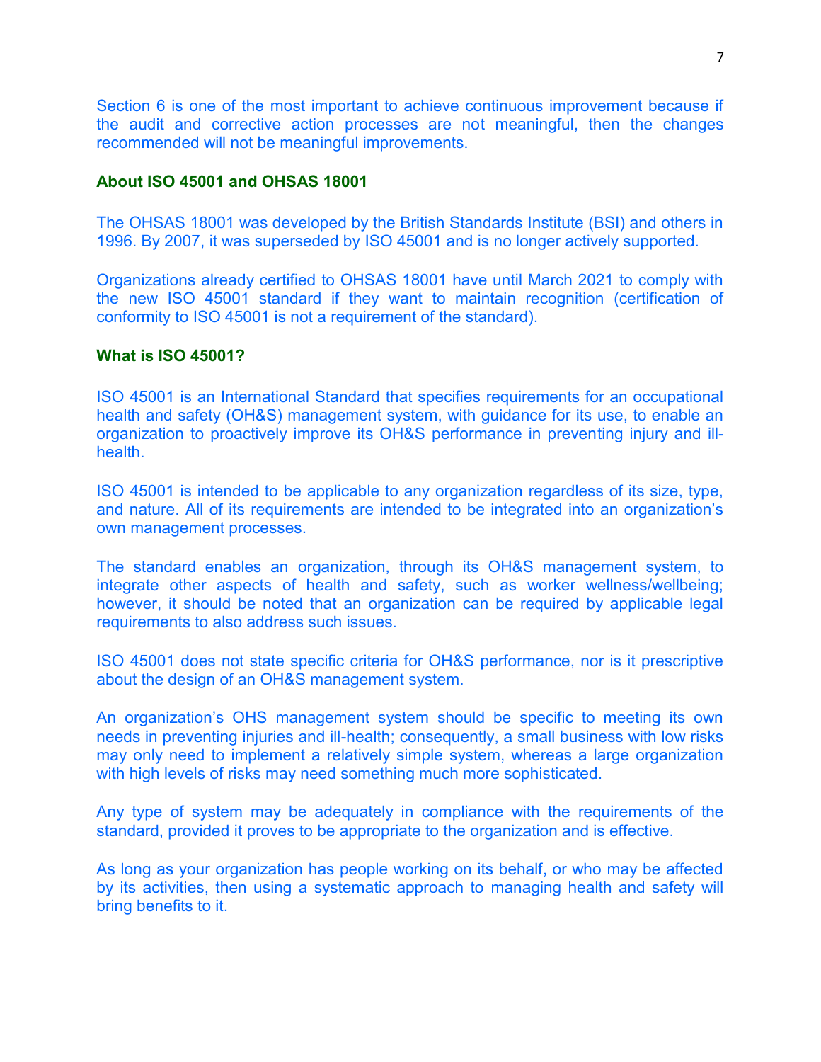Section 6 is one of the most important to achieve continuous improvement because if the audit and corrective action processes are not meaningful, then the changes recommended will not be meaningful improvements.

**About ISO 45001 and OHSAS 18001**

The OHSAS 18001 was developed by the British Standards Institute (BSI) and others in 1996. By 2007, it was superseded by ISO 45001 and is no longer actively supported.

Organizations already certified to OHSAS 18001 have until March 2021 to comply with the new ISO 45001 standard if they want to maintain recognition (certification of conformity to ISO 45001 is not a requirement of the standard).

**What is ISO 45001?**

ISO 45001 is an International Standard that specifies requirements for an occupational health and safety (OH&S) management system, with guidance for its use, to enable an organization to proactively improve its OH&S performance in preventing injury and ill-health.

ISO 45001 is intended to be applicable to any organization regardless of its size, type, and nature. All of its requirements are intended to be integrated into an organization's own management processes.

The standard enables an organization, through its OH&S management system, to integrate other aspects of health and safety, such as worker wellness/wellbeing; however, it should be noted that an organization can be required by applicable legal requirements to also address such issues.

ISO 45001 does not state specific criteria for OH&S performance, nor is it prescriptive about the design of an OH&S management system.

An organization's OHS management system should be specific to meeting its own needs in preventing injuries and ill-health; consequently, a small business with low risks may only need to implement a relatively simple system, whereas a large organization with high levels of risks may need something much more sophisticated.

Any type of system may be adequately in compliance with the requirements of the standard, provided it proves to be appropriate to the organization and is effective.

As long as your organization has people working on its behalf, or who may be affected by its activities, then using a systematic approach to managing health and safety will bring benefits to it.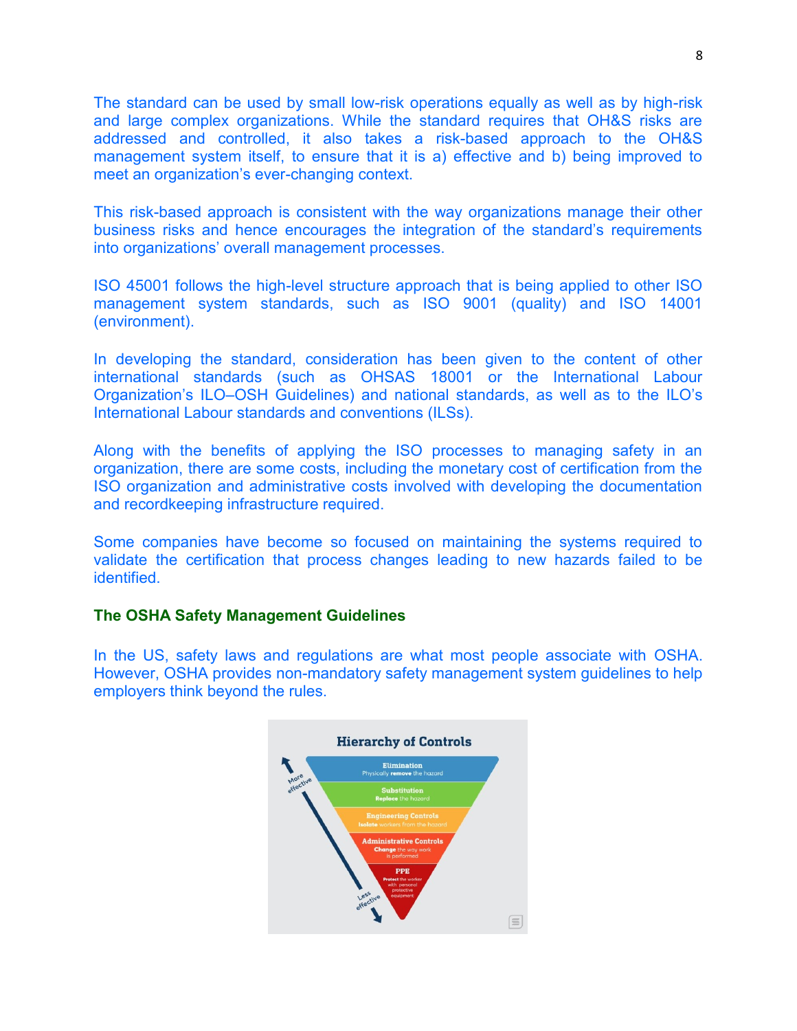The standard can be used by small low-risk operations equally as well as by high-risk and large complex organizations. While the standard requires that OH&S risks are addressed and controlled, it also takes a risk-based approach to the OH&S management system itself, to ensure that it is a) effective and b) being improved to meet an organization's ever-changing context.

This risk-based approach is consistent with the way organizations manage their other business risks and hence encourages the integration of the standard's requirements into organizations' overall management processes.

ISO 45001 follows the high-level structure approach that is being applied to other ISO management system standards, such as ISO 9001 (quality) and ISO 14001 (environment).

In developing the standard, consideration has been given to the content of other international standards (such as OHSAS 18001 or the International Labour Organization's ILO–OSH Guidelines) and national standards, as well as to the ILO's International Labour standards and conventions (ILSs).

Along with the benefits of applying the ISO processes to managing safety in an organization, there are some costs, including the monetary cost of certification from the ISO organization and administrative costs involved with developing the documentation and recordkeeping infrastructure required.

Some companies have become so focused on maintaining the systems required to validate the certification that process changes leading to new hazards failed to be identified.

### The OSHA Safety Management Guidelines

In the US, safety laws and regulations are what most people associate with OSHA. However, OSHA provides non-mandatory safety management system guidelines to help employers think beyond the rules.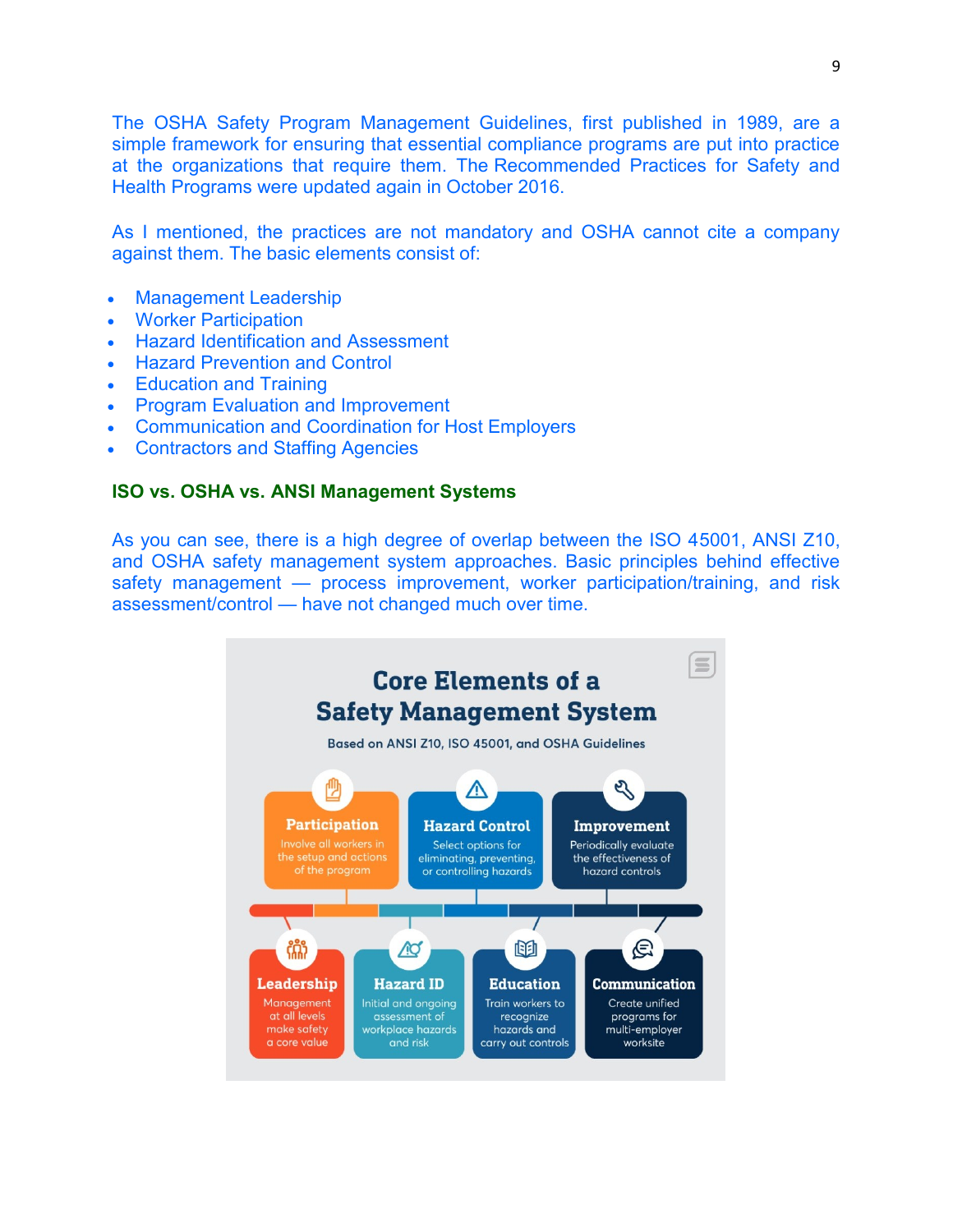The OSHA Safety Program Management Guidelines, first published in 1989, are a simple framework for ensuring that essential compliance programs are put into practice at the organizations that require them. The Recommended Practices for Safety and Health Programs were updated again in October 2016.

As I mentioned, the practices are not mandatory and OSHA cannot cite a company against them. The basic elements consist of:

- Management Leadership
- Worker Participation
- Hazard Identification and Assessment
- Hazard Prevention and Control
- Education and Training
- Program Evaluation and Improvement
- Communication and Coordination for Host Employers
- Contractors and Staffing Agencies

### ISO vs. OSHA vs. ANSI Management Systems

As you can see, there is a high degree of overlap between the ISO 45001, ANSI Z10, and OSHA safety management system approaches. Basic principles behind effective safety management — process improvement, worker participation/training, and risk assessment/control — have not changed much over time.

**Core Elements of a Safety Management System**

Based on ANSI Z10, ISO 45001, and OSHA Guidelines

- **Participation**: Involve all workers in the setup and actions of the program
- **Hazard Control**: Select options for eliminating, preventing, or controlling hazards
- **Improvement**: Periodically evaluate the effectiveness of hazard controls
- **Leadership**: Management at all levels make safety a core value
- **Hazard ID**: Initial and ongoing assessment of workplace hazards and risk
- **Education**: Train workers to recognize hazards and carry out controls
- **Communication**: Create unified programs for multi-employer worksite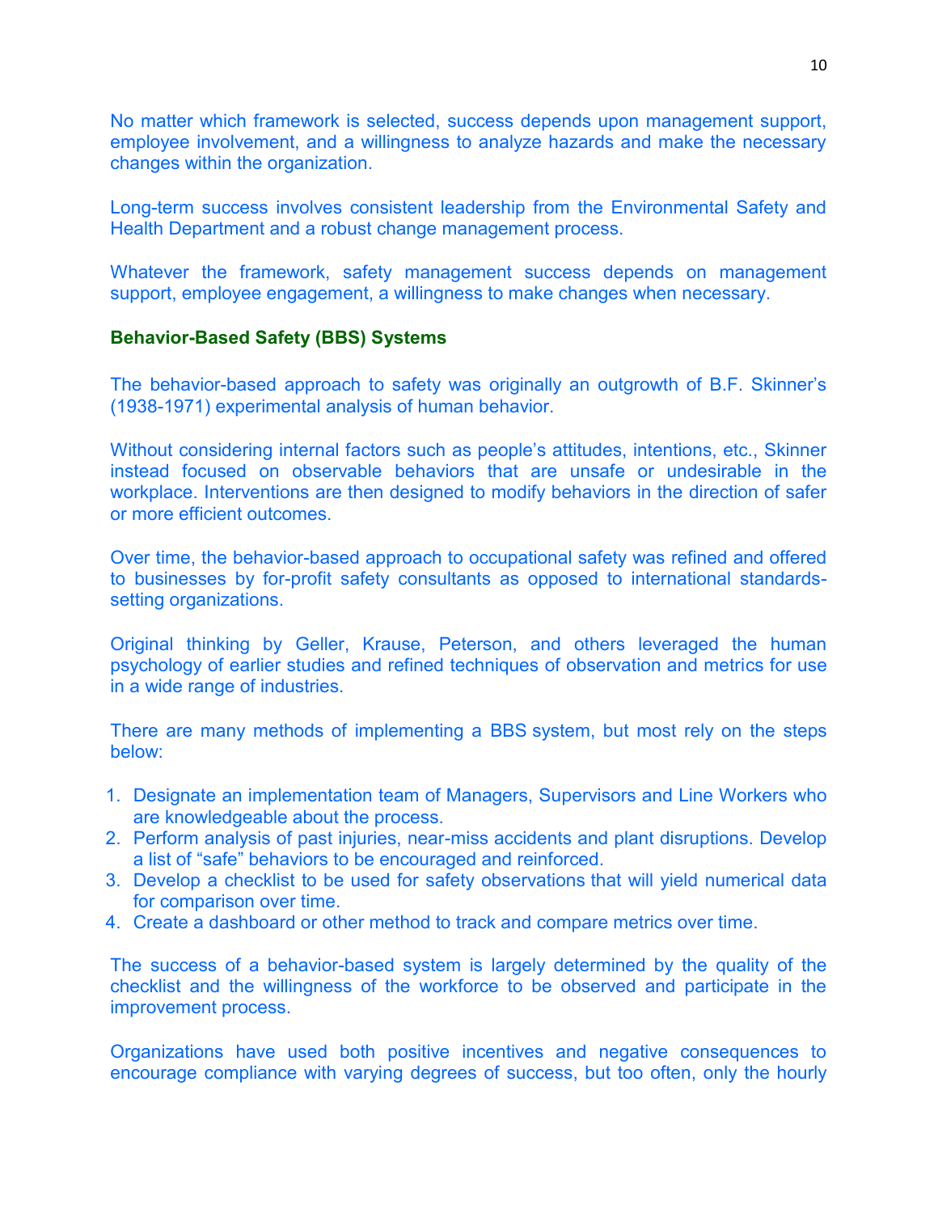No matter which framework is selected, success depends upon management support, employee involvement, and a willingness to analyze hazards and make the necessary changes within the organization.

Long-term success involves consistent leadership from the Environmental Safety and Health Department and a robust change management process.

Whatever the framework, safety management success depends on management support, employee engagement, a willingness to make changes when necessary.

## Behavior-Based Safety (BBS) Systems

The behavior-based approach to safety was originally an outgrowth of B.F. Skinner's (1938-1971) experimental analysis of human behavior.

Without considering internal factors such as people's attitudes, intentions, etc., Skinner instead focused on observable behaviors that are unsafe or undesirable in the workplace. Interventions are then designed to modify behaviors in the direction of safer or more efficient outcomes.

Over time, the behavior-based approach to occupational safety was refined and offered to businesses by for-profit safety consultants as opposed to international standards-setting organizations.

Original thinking by Geller, Krause, Peterson, and others leveraged the human psychology of earlier studies and refined techniques of observation and metrics for use in a wide range of industries.

There are many methods of implementing a BBS system, but most rely on the steps below:

1. Designate an implementation team of Managers, Supervisors and Line Workers who are knowledgeable about the process.
2. Perform analysis of past injuries, near-miss accidents and plant disruptions. Develop a list of "safe" behaviors to be encouraged and reinforced.
3. Develop a checklist to be used for safety observations that will yield numerical data for comparison over time.
4. Create a dashboard or other method to track and compare metrics over time.

The success of a behavior-based system is largely determined by the quality of the checklist and the willingness of the workforce to be observed and participate in the improvement process.

Organizations have used both positive incentives and negative consequences to encourage compliance with varying degrees of success, but too often, only the hourly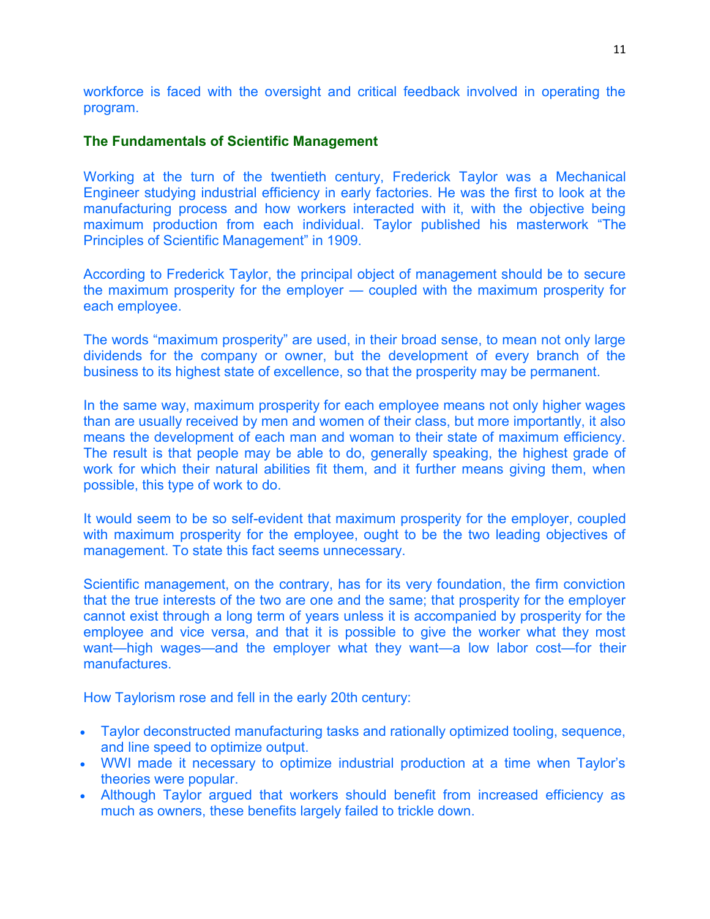workforce is faced with the oversight and critical feedback involved in operating the program.

**The Fundamentals of Scientific Management**

Working at the turn of the twentieth century, Frederick Taylor was a Mechanical Engineer studying industrial efficiency in early factories. He was the first to look at the manufacturing process and how workers interacted with it, with the objective being maximum production from each individual. Taylor published his masterwork “The Principles of Scientific Management” in 1909.

According to Frederick Taylor, the principal object of management should be to secure the maximum prosperity for the employer — coupled with the maximum prosperity for each employee.

The words “maximum prosperity” are used, in their broad sense, to mean not only large dividends for the company or owner, but the development of every branch of the business to its highest state of excellence, so that the prosperity may be permanent.

In the same way, maximum prosperity for each employee means not only higher wages than are usually received by men and women of their class, but more importantly, it also means the development of each man and woman to their state of maximum efficiency. The result is that people may be able to do, generally speaking, the highest grade of work for which their natural abilities fit them, and it further means giving them, when possible, this type of work to do.

It would seem to be so self-evident that maximum prosperity for the employer, coupled with maximum prosperity for the employee, ought to be the two leading objectives of management. To state this fact seems unnecessary.

Scientific management, on the contrary, has for its very foundation, the firm conviction that the true interests of the two are one and the same; that prosperity for the employer cannot exist through a long term of years unless it is accompanied by prosperity for the employee and vice versa, and that it is possible to give the worker what they most want—high wages—and the employer what they want—a low labor cost—for their manufactures.

How Taylorism rose and fell in the early 20th century:

- Taylor deconstructed manufacturing tasks and rationally optimized tooling, sequence, and line speed to optimize output.
- WWI made it necessary to optimize industrial production at a time when Taylor’s theories were popular.
- Although Taylor argued that workers should benefit from increased efficiency as much as owners, these benefits largely failed to trickle down.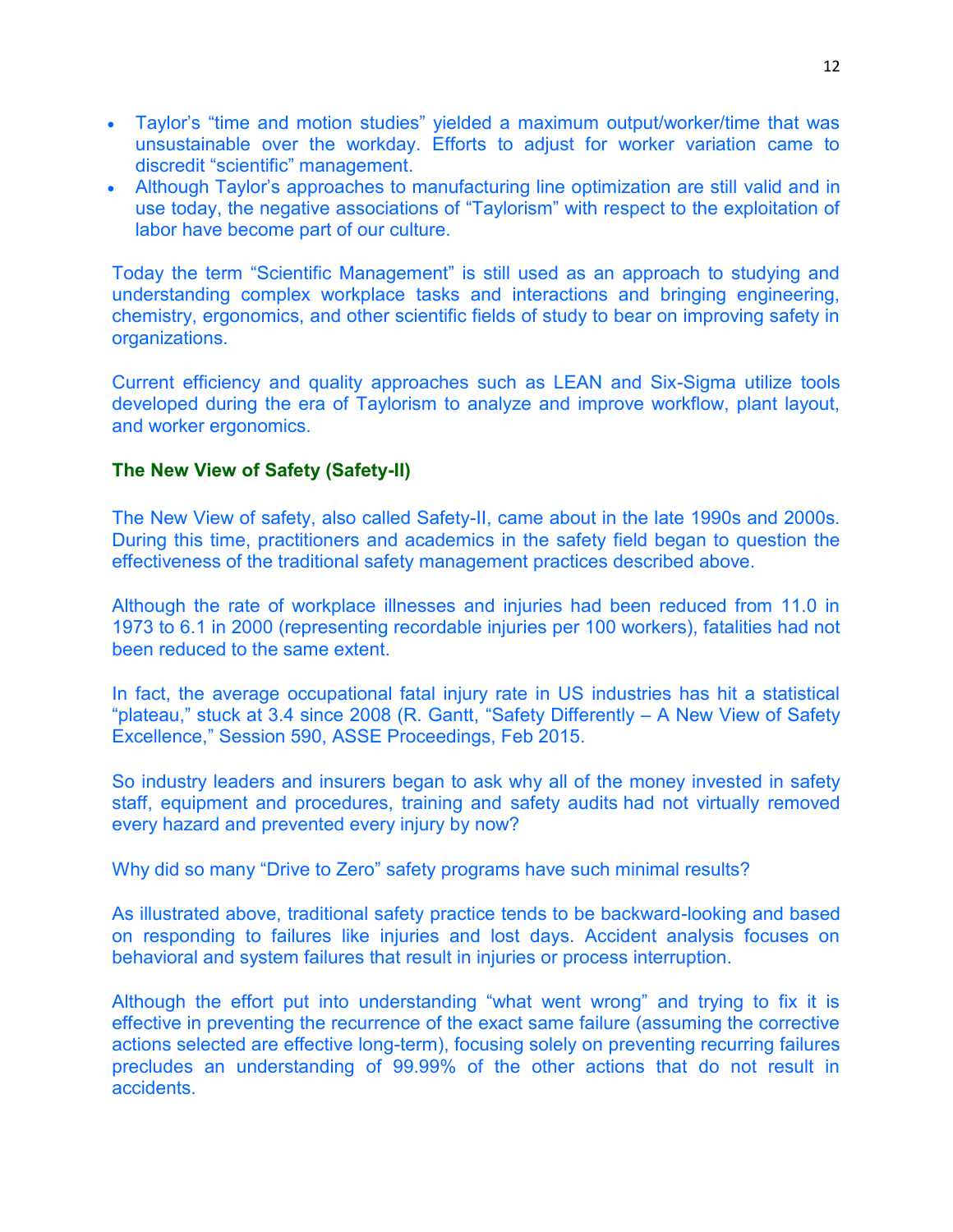- Taylor's "time and motion studies" yielded a maximum output/worker/time that was unsustainable over the workday. Efforts to adjust for worker variation came to discredit "scientific" management.
- Although Taylor's approaches to manufacturing line optimization are still valid and in use today, the negative associations of "Taylorism" with respect to the exploitation of labor have become part of our culture.

Today the term "Scientific Management" is still used as an approach to studying and understanding complex workplace tasks and interactions and bringing engineering, chemistry, ergonomics, and other scientific fields of study to bear on improving safety in organizations.

Current efficiency and quality approaches such as LEAN and Six-Sigma utilize tools developed during the era of Taylorism to analyze and improve workflow, plant layout, and worker ergonomics.

**The New View of Safety (Safety-II)**

The New View of safety, also called Safety-II, came about in the late 1990s and 2000s. During this time, practitioners and academics in the safety field began to question the effectiveness of the traditional safety management practices described above.

Although the rate of workplace illnesses and injuries had been reduced from 11.0 in 1973 to 6.1 in 2000 (representing recordable injuries per 100 workers), fatalities had not been reduced to the same extent.

In fact, the average occupational fatal injury rate in US industries has hit a statistical "plateau," stuck at 3.4 since 2008 (R. Gantt, "Safety Differently – A New View of Safety Excellence," Session 590, ASSE Proceedings, Feb 2015.

So industry leaders and insurers began to ask why all of the money invested in safety staff, equipment and procedures, training and safety audits had not virtually removed every hazard and prevented every injury by now?

Why did so many "Drive to Zero" safety programs have such minimal results?

As illustrated above, traditional safety practice tends to be backward-looking and based on responding to failures like injuries and lost days. Accident analysis focuses on behavioral and system failures that result in injuries or process interruption.

Although the effort put into understanding "what went wrong" and trying to fix it is effective in preventing the recurrence of the exact same failure (assuming the corrective actions selected are effective long-term), focusing solely on preventing recurring failures precludes an understanding of 99.99% of the other actions that do not result in accidents.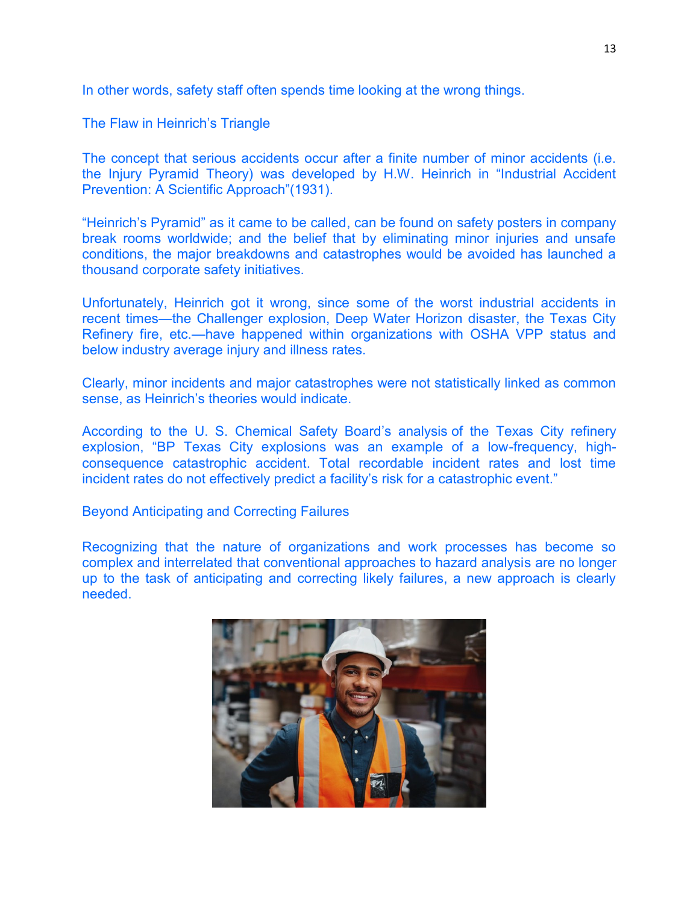In other words, safety staff often spends time looking at the wrong things.

## The Flaw in Heinrich's Triangle

The concept that serious accidents occur after a finite number of minor accidents (i.e. the Injury Pyramid Theory) was developed by H.W. Heinrich in "Industrial Accident Prevention: A Scientific Approach"(1931).

"Heinrich's Pyramid" as it came to be called, can be found on safety posters in company break rooms worldwide; and the belief that by eliminating minor injuries and unsafe conditions, the major breakdowns and catastrophes would be avoided has launched a thousand corporate safety initiatives.

Unfortunately, Heinrich got it wrong, since some of the worst industrial accidents in recent times—the Challenger explosion, Deep Water Horizon disaster, the Texas City Refinery fire, etc.—have happened within organizations with OSHA VPP status and below industry average injury and illness rates.

Clearly, minor incidents and major catastrophes were not statistically linked as common sense, as Heinrich's theories would indicate.

According to the U. S. Chemical Safety Board's analysis of the Texas City refinery explosion, "BP Texas City explosions was an example of a low-frequency, high-consequence catastrophic accident. Total recordable incident rates and lost time incident rates do not effectively predict a facility's risk for a catastrophic event."

## Beyond Anticipating and Correcting Failures

Recognizing that the nature of organizations and work processes has become so complex and interrelated that conventional approaches to hazard analysis are no longer up to the task of anticipating and correcting likely failures, a new approach is clearly needed.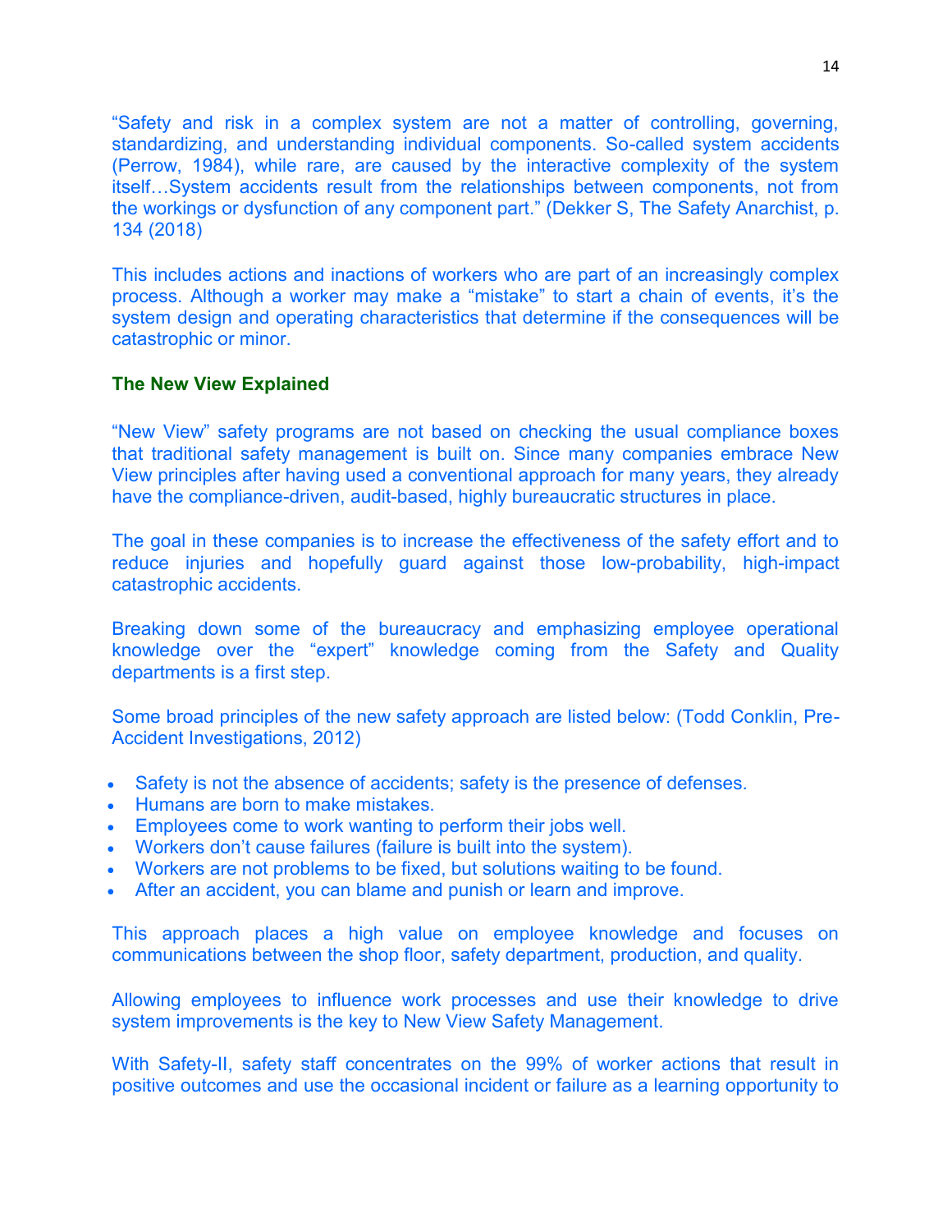"Safety and risk in a complex system are not a matter of controlling, governing, standardizing, and understanding individual components. So-called system accidents (Perrow, 1984), while rare, are caused by the interactive complexity of the system itself…System accidents result from the relationships between components, not from the workings or dysfunction of any component part." (Dekker S, The Safety Anarchist, p. 134 (2018)

This includes actions and inactions of workers who are part of an increasingly complex process. Although a worker may make a "mistake" to start a chain of events, it's the system design and operating characteristics that determine if the consequences will be catastrophic or minor.

### The New View Explained

"New View" safety programs are not based on checking the usual compliance boxes that traditional safety management is built on. Since many companies embrace New View principles after having used a conventional approach for many years, they already have the compliance-driven, audit-based, highly bureaucratic structures in place.

The goal in these companies is to increase the effectiveness of the safety effort and to reduce injuries and hopefully guard against those low-probability, high-impact catastrophic accidents.

Breaking down some of the bureaucracy and emphasizing employee operational knowledge over the "expert" knowledge coming from the Safety and Quality departments is a first step.

Some broad principles of the new safety approach are listed below: (Todd Conklin, Pre-Accident Investigations, 2012)

- Safety is not the absence of accidents; safety is the presence of defenses.
- Humans are born to make mistakes.
- Employees come to work wanting to perform their jobs well.
- Workers don't cause failures (failure is built into the system).
- Workers are not problems to be fixed, but solutions waiting to be found.
- After an accident, you can blame and punish or learn and improve.

This approach places a high value on employee knowledge and focuses on communications between the shop floor, safety department, production, and quality.

Allowing employees to influence work processes and use their knowledge to drive system improvements is the key to New View Safety Management.

With Safety-II, safety staff concentrates on the 99% of worker actions that result in positive outcomes and use the occasional incident or failure as a learning opportunity to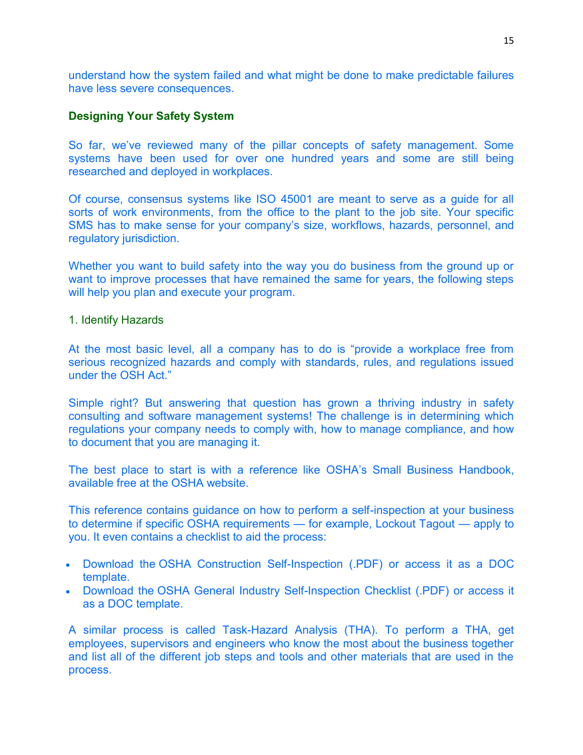understand how the system failed and what might be done to make predictable failures have less severe consequences.

## Designing Your Safety System

So far, we've reviewed many of the pillar concepts of safety management. Some systems have been used for over one hundred years and some are still being researched and deployed in workplaces.

Of course, consensus systems like ISO 45001 are meant to serve as a guide for all sorts of work environments, from the office to the plant to the job site. Your specific SMS has to make sense for your company's size, workflows, hazards, personnel, and regulatory jurisdiction.

Whether you want to build safety into the way you do business from the ground up or want to improve processes that have remained the same for years, the following steps will help you plan and execute your program.

### 1. Identify Hazards

At the most basic level, all a company has to do is "provide a workplace free from serious recognized hazards and comply with standards, rules, and regulations issued under the OSH Act."

Simple right? But answering that question has grown a thriving industry in safety consulting and software management systems! The challenge is in determining which regulations your company needs to comply with, how to manage compliance, and how to document that you are managing it.

The best place to start is with a reference like OSHA's Small Business Handbook, available free at the OSHA website.

This reference contains guidance on how to perform a self-inspection at your business to determine if specific OSHA requirements — for example, Lockout Tagout — apply to you. It even contains a checklist to aid the process:

- Download the OSHA Construction Self-Inspection (.PDF) or access it as a DOC template.
- Download the OSHA General Industry Self-Inspection Checklist (.PDF) or access it as a DOC template.

A similar process is called Task-Hazard Analysis (THA). To perform a THA, get employees, supervisors and engineers who know the most about the business together and list all of the different job steps and tools and other materials that are used in the process.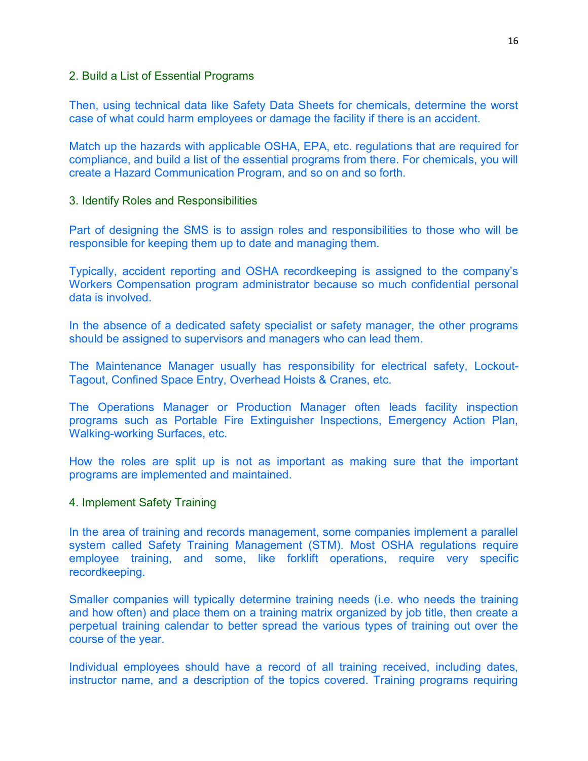### 2. Build a List of Essential Programs

Then, using technical data like Safety Data Sheets for chemicals, determine the worst case of what could harm employees or damage the facility if there is an accident.

Match up the hazards with applicable OSHA, EPA, etc. regulations that are required for compliance, and build a list of the essential programs from there. For chemicals, you will create a Hazard Communication Program, and so on and so forth.

### 3. Identify Roles and Responsibilities

Part of designing the SMS is to assign roles and responsibilities to those who will be responsible for keeping them up to date and managing them.

Typically, accident reporting and OSHA recordkeeping is assigned to the company's Workers Compensation program administrator because so much confidential personal data is involved.

In the absence of a dedicated safety specialist or safety manager, the other programs should be assigned to supervisors and managers who can lead them.

The Maintenance Manager usually has responsibility for electrical safety, Lockout-Tagout, Confined Space Entry, Overhead Hoists & Cranes, etc.

The Operations Manager or Production Manager often leads facility inspection programs such as Portable Fire Extinguisher Inspections, Emergency Action Plan, Walking-working Surfaces, etc.

How the roles are split up is not as important as making sure that the important programs are implemented and maintained.

### 4. Implement Safety Training

In the area of training and records management, some companies implement a parallel system called Safety Training Management (STM). Most OSHA regulations require employee training, and some, like forklift operations, require very specific recordkeeping.

Smaller companies will typically determine training needs (i.e. who needs the training and how often) and place them on a training matrix organized by job title, then create a perpetual training calendar to better spread the various types of training out over the course of the year.

Individual employees should have a record of all training received, including dates, instructor name, and a description of the topics covered. Training programs requiring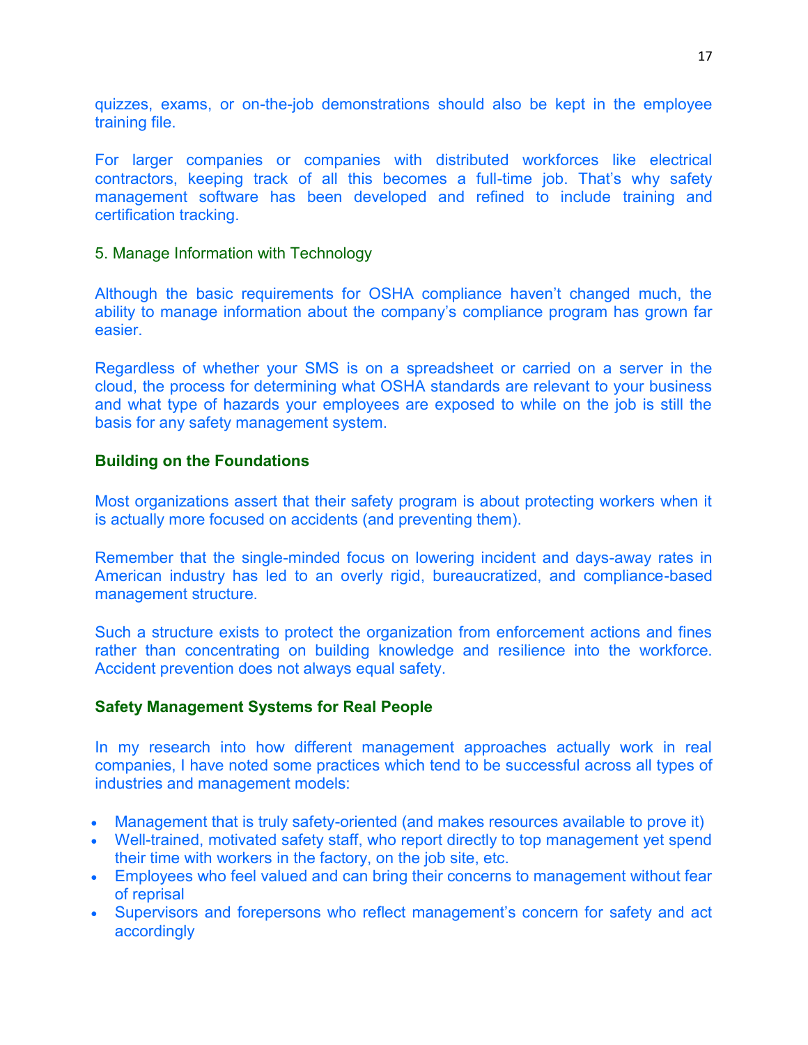quizzes, exams, or on-the-job demonstrations should also be kept in the employee training file.

For larger companies or companies with distributed workforces like electrical contractors, keeping track of all this becomes a full-time job. That's why safety management software has been developed and refined to include training and certification tracking.

5. Manage Information with Technology

Although the basic requirements for OSHA compliance haven't changed much, the ability to manage information about the company's compliance program has grown far easier.

Regardless of whether your SMS is on a spreadsheet or carried on a server in the cloud, the process for determining what OSHA standards are relevant to your business and what type of hazards your employees are exposed to while on the job is still the basis for any safety management system.

### Building on the Foundations

Most organizations assert that their safety program is about protecting workers when it is actually more focused on accidents (and preventing them).

Remember that the single-minded focus on lowering incident and days-away rates in American industry has led to an overly rigid, bureaucratized, and compliance-based management structure.

Such a structure exists to protect the organization from enforcement actions and fines rather than concentrating on building knowledge and resilience into the workforce. Accident prevention does not always equal safety.

### Safety Management Systems for Real People

In my research into how different management approaches actually work in real companies, I have noted some practices which tend to be successful across all types of industries and management models:

- Management that is truly safety-oriented (and makes resources available to prove it)
- Well-trained, motivated safety staff, who report directly to top management yet spend their time with workers in the factory, on the job site, etc.
- Employees who feel valued and can bring their concerns to management without fear of reprisal
- Supervisors and forepersons who reflect management's concern for safety and act accordingly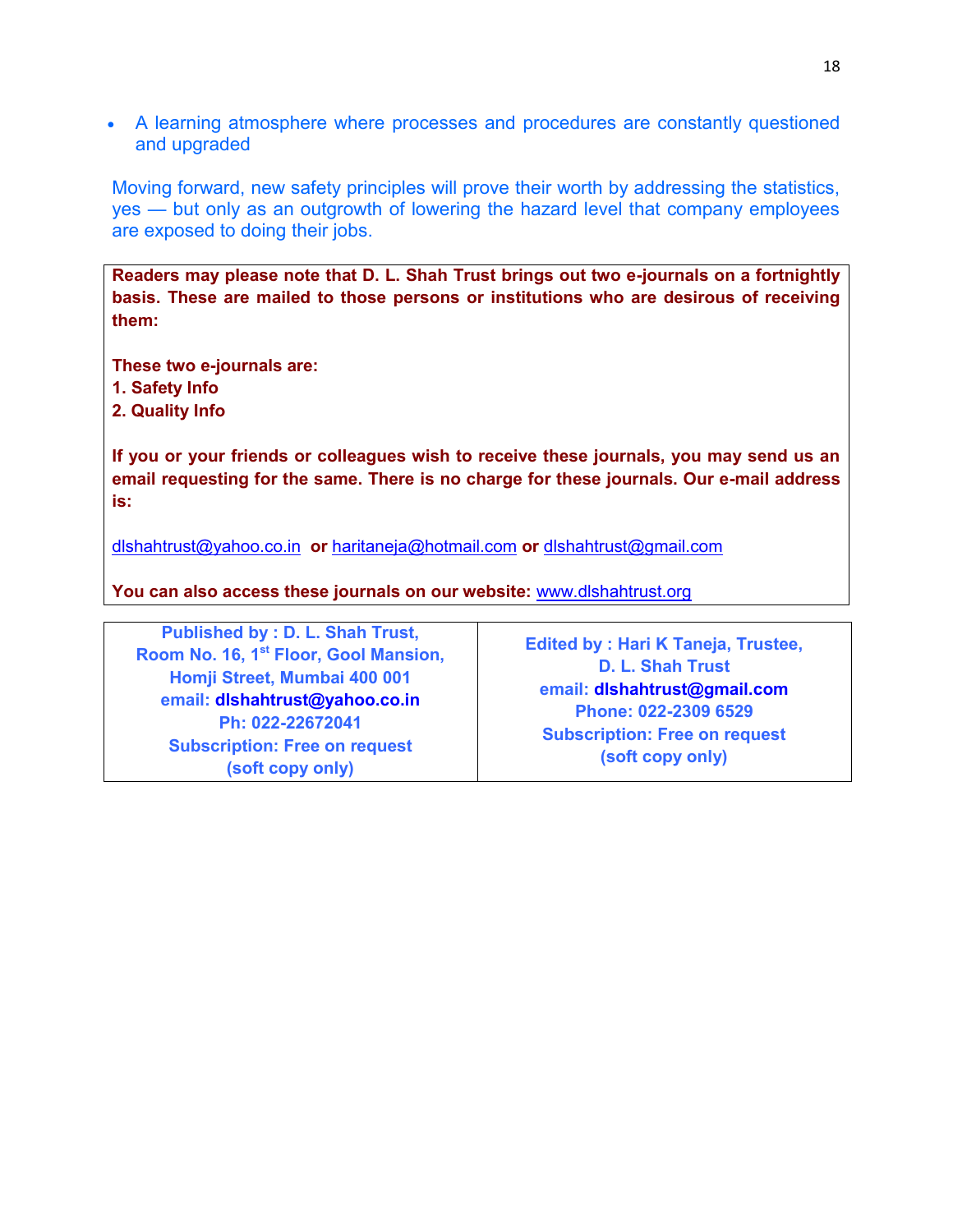- A learning atmosphere where processes and procedures are constantly questioned and upgraded

Moving forward, new safety principles will prove their worth by addressing the statistics, yes — but only as an outgrowth of lowering the hazard level that company employees are exposed to doing their jobs.

**Readers may please note that D. L. Shah Trust brings out two e-journals on a fortnightly basis. These are mailed to those persons or institutions who are desirous of receiving them:**

**These two e-journals are:**
**1. Safety Info**
**2. Quality Info**

**If you or your friends or colleagues wish to receive these journals, you may send us an email requesting for the same. There is no charge for these journals. Our e-mail address is:**

dlshahtrust@yahoo.co.in **or** haritaneja@hotmail.com **or** dlshahtrust@gmail.com

**You can also access these journals on our website:** www.dlshahtrust.org

| | |
|---|---|
| **Published by : D. L. Shah Trust, Room No. 16, 1st Floor, Gool Mansion, Homji Street, Mumbai 400 001 email: dlshahtrust@yahoo.co.in Ph: 022-22672041 Subscription: Free on request (soft copy only)** | **Edited by : Hari K Taneja, Trustee, D. L. Shah Trust email: dlshahtrust@gmail.com Phone: 022-2309 6529 Subscription: Free on request (soft copy only)** |